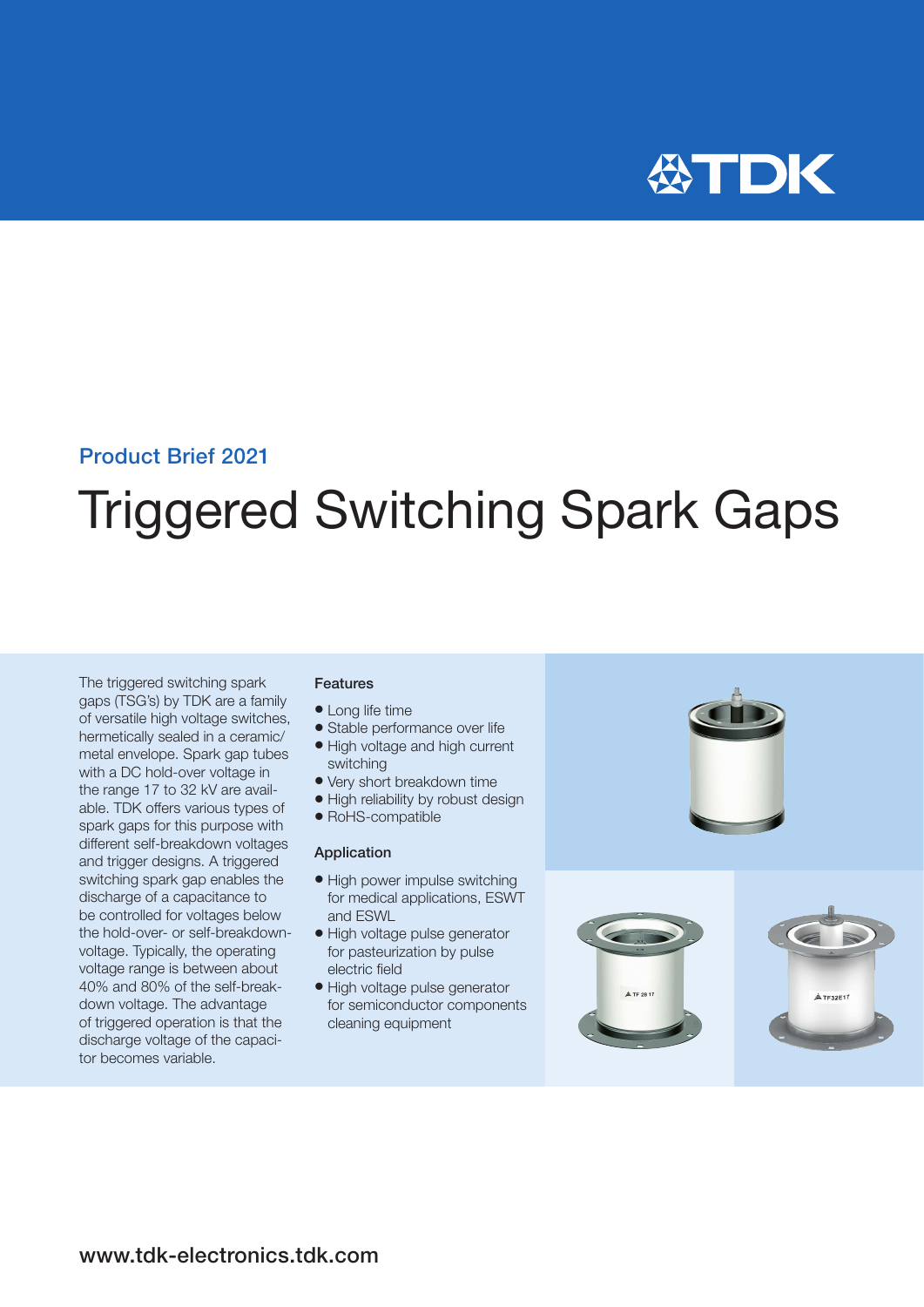Product Brief 2021

# Triggered Switching Spark Gaps

The triggered switching spark gaps (TSG's) by TDK are a family of versatile high voltage switches, hermetically sealed in a ceramic/metal envelope. Spark gap tubes with a DC hold-over voltage in the range 17 to 32 kV are available. TDK offers various types of spark gaps for this purpose with different self-breakdown voltages and trigger designs. A triggered switching spark gap enables the discharge of a capacitance to be controlled for voltages below the hold-over- or self-breakdown-voltage. Typically, the operating voltage range is between about 40% and 80% of the self-breakdown voltage. The advantage of triggered operation is that the discharge voltage of the capacitor becomes variable.

### Features

- Long life time
- Stable performance over life
- High voltage and high current switching
- Very short breakdown time
- High reliability by robust design
- RoHS-compatible

### Application

- High power impulse switching for medical applications, ESWT and ESWL
- High voltage pulse generator for pasteurization by pulse electric field
- High voltage pulse generator for semiconductor components cleaning equipment

www.tdk-electronics.tdk.com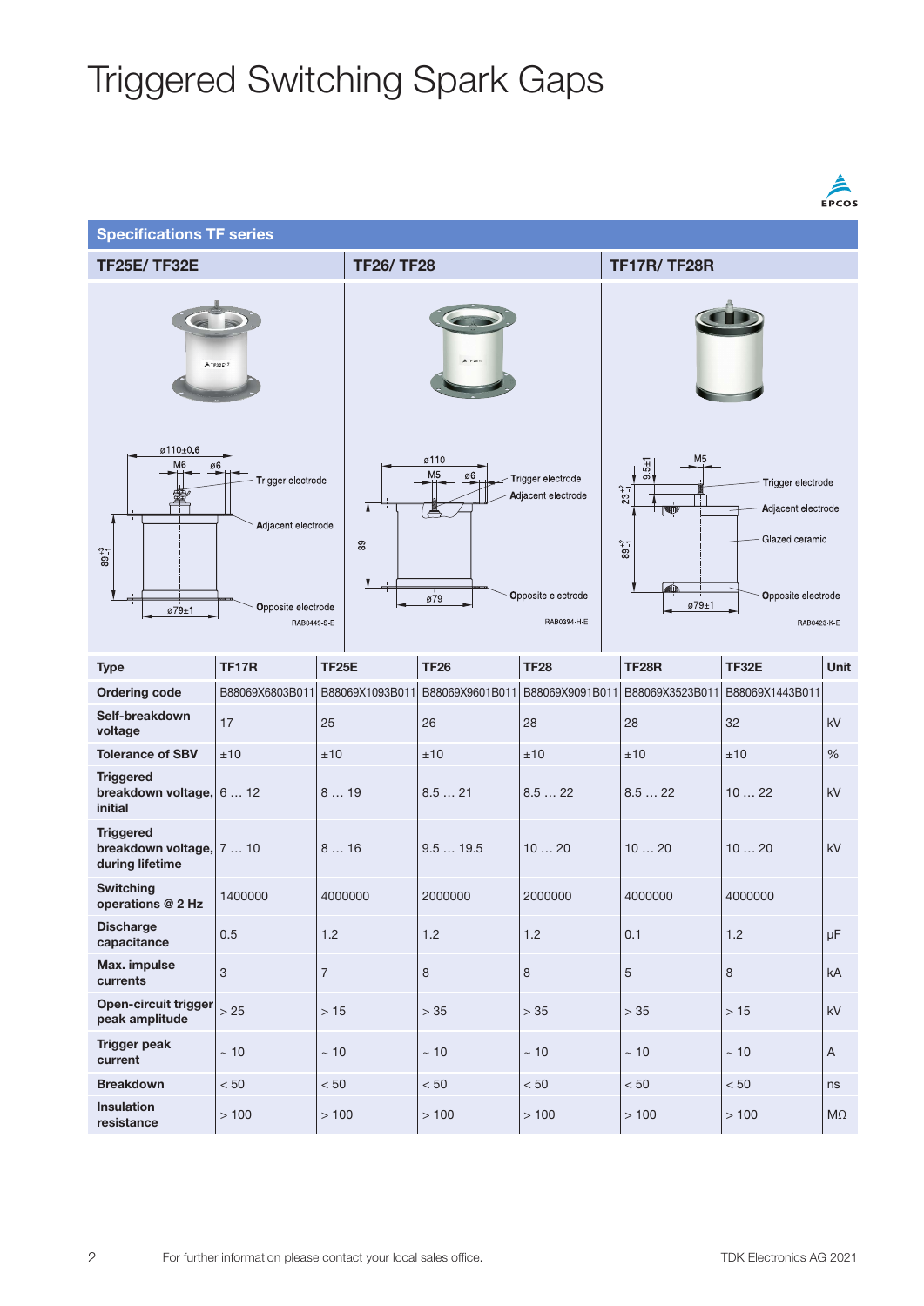# Triggered Switching Spark Gaps

## Specifications TF series

| TF25E/ TF32E | TF26/ TF28 | TF17R/ TF28R |
|---|---|---|
| Trigger electrode, Adjacent electrode, Opposite electrode (RAB0449-S-E) | Trigger electrode, Adjacent electrode, Opposite electrode (RAB0394-H-E) | Trigger electrode, Adjacent electrode, Glazed ceramic, Opposite electrode (RAB0423-K-E) |

| Type | TF17R | TF25E | TF26 | TF28 | TF28R | TF32E | Unit |
|---|---|---|---|---|---|---|---|
| Ordering code | B88069X6803B011 | B88069X1093B011 | B88069X9601B011 | B88069X9091B011 | B88069X3523B011 | B88069X1443B011 | |
| Self-breakdown voltage | 17 | 25 | 26 | 28 | 28 | 32 | kV |
| Tolerance of SBV | ±10 | ±10 | ±10 | ±10 | ±10 | ±10 | % |
| Triggered breakdown voltage, initial | 6 … 12 | 8 … 19 | 8.5 … 21 | 8.5 … 22 | 8.5 … 22 | 10 … 22 | kV |
| Triggered breakdown voltage, during lifetime | 7 … 10 | 8 … 16 | 9.5 … 19.5 | 10 … 20 | 10 … 20 | 10 … 20 | kV |
| Switching operations @ 2 Hz | 1400000 | 4000000 | 2000000 | 2000000 | 4000000 | 4000000 | |
| Discharge capacitance | 0.5 | 1.2 | 1.2 | 1.2 | 0.1 | 1.2 | µF |
| Max. impulse currents | 3 | 7 | 8 | 8 | 5 | 8 | kA |
| Open-circuit trigger peak amplitude | > 25 | > 15 | > 35 | > 35 | > 35 | > 15 | kV |
| Trigger peak current | ~ 10 | ~ 10 | ~ 10 | ~ 10 | ~ 10 | ~ 10 | A |
| Breakdown | < 50 | < 50 | < 50 | < 50 | < 50 | < 50 | ns |
| Insulation resistance | > 100 | > 100 | > 100 | > 100 | > 100 | > 100 | MΩ |

For further information please contact your local sales office.

TDK Electronics AG 2021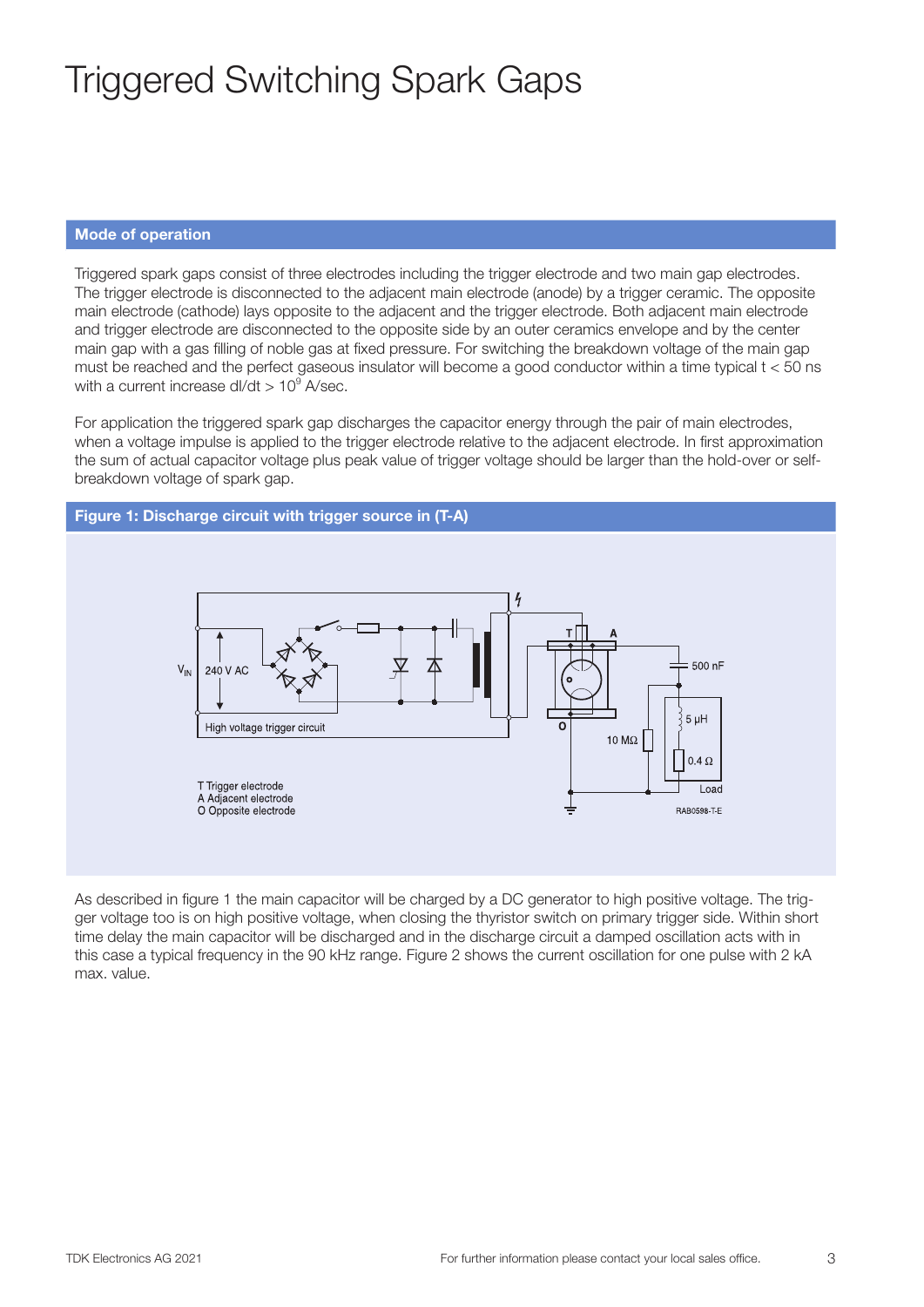# Triggered Switching Spark Gaps

## Mode of operation

Triggered spark gaps consist of three electrodes including the trigger electrode and two main gap electrodes. The trigger electrode is disconnected to the adjacent main electrode (anode) by a trigger ceramic. The opposite main electrode (cathode) lays opposite to the adjacent and the trigger electrode. Both adjacent main electrode and trigger electrode are disconnected to the opposite side by an outer ceramics envelope and by the center main gap with a gas filling of noble gas at fixed pressure. For switching the breakdown voltage of the main gap must be reached and the perfect gaseous insulator will become a good conductor within a time typical t < 50 ns with a current increase dI/dt > $10^9$ A/sec.

For application the triggered spark gap discharges the capacitor energy through the pair of main electrodes, when a voltage impulse is applied to the trigger electrode relative to the adjacent electrode. In first approximation the sum of actual capacitor voltage plus peak value of trigger voltage should be larger than the hold-over or self-breakdown voltage of spark gap.

## Figure 1: Discharge circuit with trigger source in (T-A)

As described in figure 1 the main capacitor will be charged by a DC generator to high positive voltage. The trigger voltage too is on high positive voltage, when closing the thyristor switch on primary trigger side. Within short time delay the main capacitor will be discharged and in the discharge circuit a damped oscillation acts with in this case a typical frequency in the 90 kHz range. Figure 2 shows the current oscillation for one pulse with 2 kA max. value.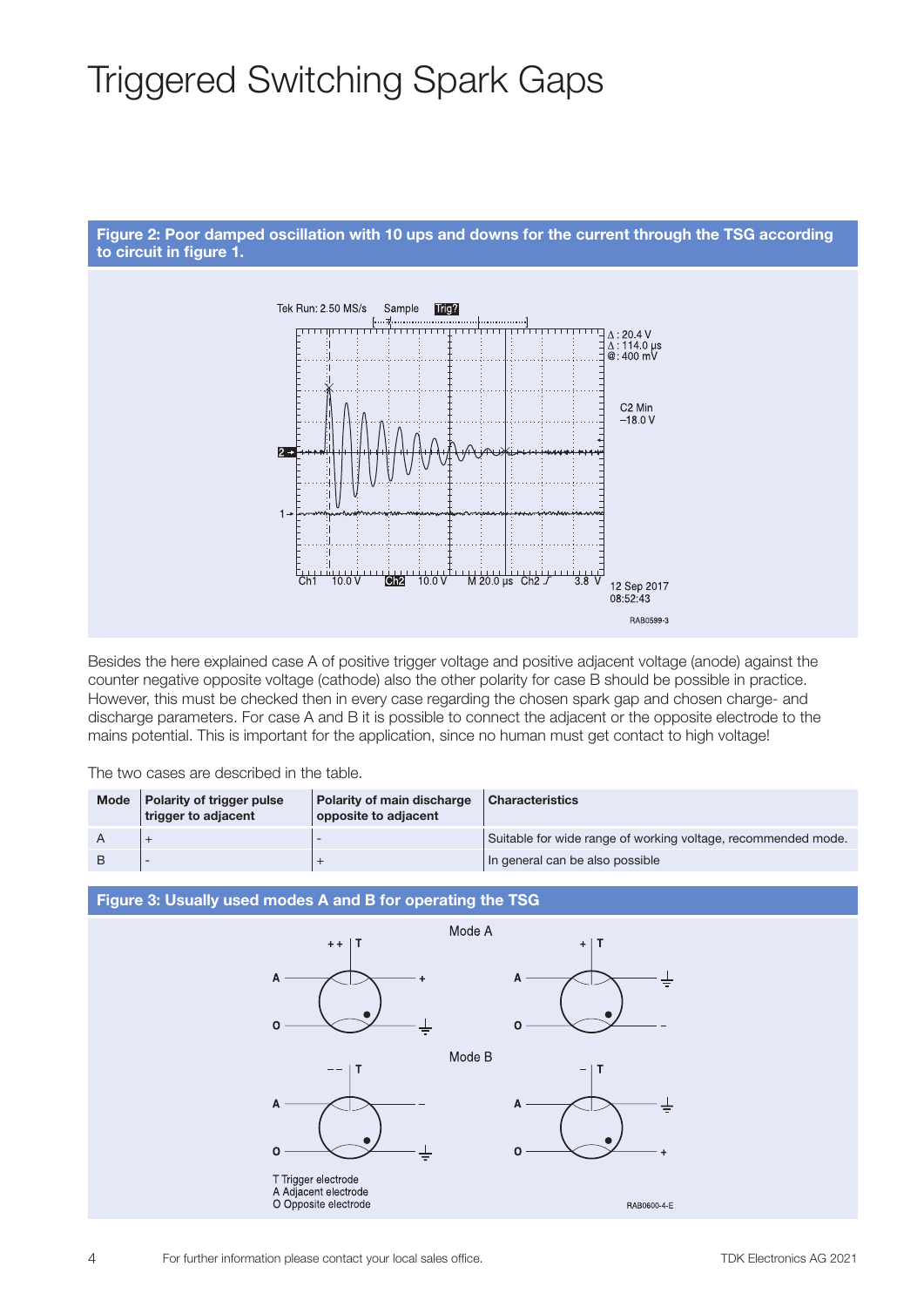# Triggered Switching Spark Gaps

**Figure 2: Poor damped oscillation with 10 ups and downs for the current through the TSG according to circuit in figure 1.**

Besides the here explained case A of positive trigger voltage and positive adjacent voltage (anode) against the counter negative opposite voltage (cathode) also the other polarity for case B should be possible in practice. However, this must be checked then in every case regarding the chosen spark gap and chosen charge- and discharge parameters. For case A and B it is possible to connect the adjacent or the opposite electrode to the mains potential. This is important for the application, since no human must get contact to high voltage!

The two cases are described in the table.

| Mode | Polarity of trigger pulse trigger to adjacent | Polarity of main discharge opposite to adjacent | Characteristics |
|---|---|---|---|
| A | + | - | Suitable for wide range of working voltage, recommended mode. |
| B | - | + | In general can be also possible |

**Figure 3: Usually used modes A and B for operating the TSG**

T Trigger electrode
A Adjacent electrode
O Opposite electrode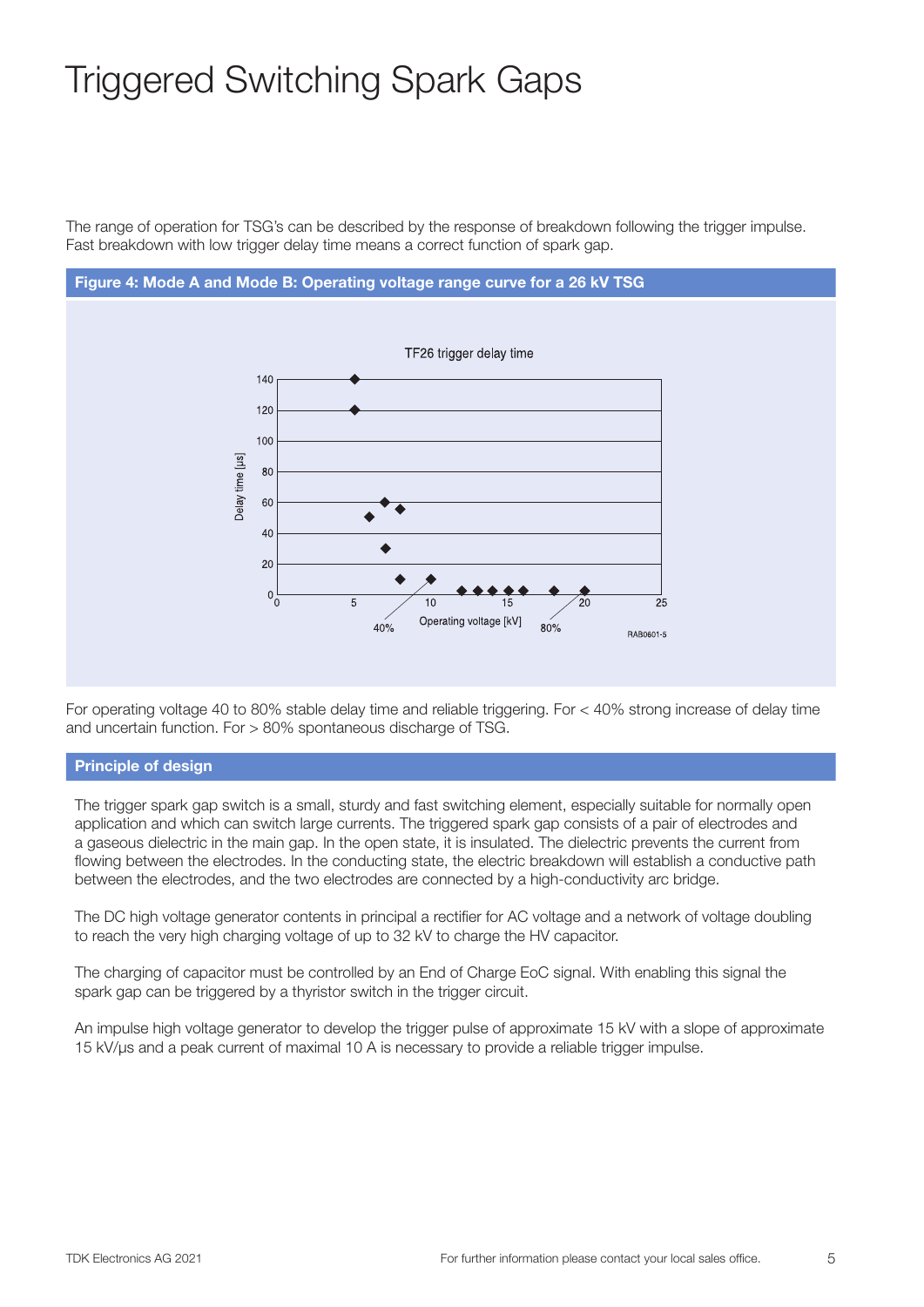# Triggered Switching Spark Gaps

The range of operation for TSG's can be described by the response of breakdown following the trigger impulse. Fast breakdown with low trigger delay time means a correct function of spark gap.

**Figure 4: Mode A and Mode B: Operating voltage range curve for a 26 kV TSG**

For operating voltage 40 to 80% stable delay time and reliable triggering. For < 40% strong increase of delay time and uncertain function. For > 80% spontaneous discharge of TSG.

## Principle of design

The trigger spark gap switch is a small, sturdy and fast switching element, especially suitable for normally open application and which can switch large currents. The triggered spark gap consists of a pair of electrodes and a gaseous dielectric in the main gap. In the open state, it is insulated. The dielectric prevents the current from flowing between the electrodes. In the conducting state, the electric breakdown will establish a conductive path between the electrodes, and the two electrodes are connected by a high-conductivity arc bridge.

The DC high voltage generator contents in principal a rectifier for AC voltage and a network of voltage doubling to reach the very high charging voltage of up to 32 kV to charge the HV capacitor.

The charging of capacitor must be controlled by an End of Charge EoC signal. With enabling this signal the spark gap can be triggered by a thyristor switch in the trigger circuit.

An impulse high voltage generator to develop the trigger pulse of approximate 15 kV with a slope of approximate 15 kV/µs and a peak current of maximal 10 A is necessary to provide a reliable trigger impulse.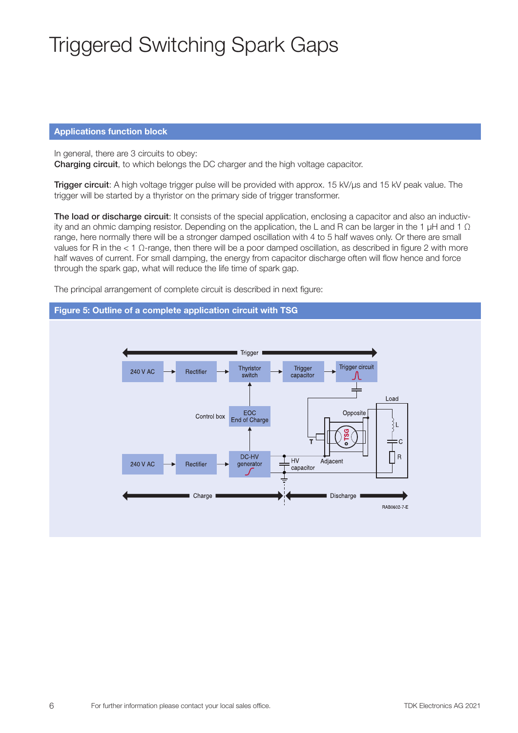# Triggered Switching Spark Gaps

## Applications function block

In general, there are 3 circuits to obey:
**Charging circuit**, to which belongs the DC charger and the high voltage capacitor.

**Trigger circuit**: A high voltage trigger pulse will be provided with approx. 15 kV/µs and 15 kV peak value. The trigger will be started by a thyristor on the primary side of trigger transformer.

**The load or discharge circuit**: It consists of the special application, enclosing a capacitor and also an inductivity and an ohmic damping resistor. Depending on the application, the L and R can be larger in the 1 µH and 1 Ω range, here normally there will be a stronger damped oscillation with 4 to 5 half waves only. Or there are small values for R in the < 1 Ω-range, then there will be a poor damped oscillation, as described in figure 2 with more half waves of current. For small damping, the energy from capacitor discharge often will flow hence and force through the spark gap, what will reduce the life time of spark gap.

The principal arrangement of complete circuit is described in next figure:

**Figure 5: Outline of a complete application circuit with TSG**

Trigger

240 V AC → Rectifier → Thyristor switch → Trigger capacitor → Trigger circuit

Control box — EOC End of Charge

240 V AC → Rectifier → DC-HV generator

HV capacitor, T, TSG, Opposite, Adjacent, Load (L, C, R)

Charge — Discharge

RAB0602-7-E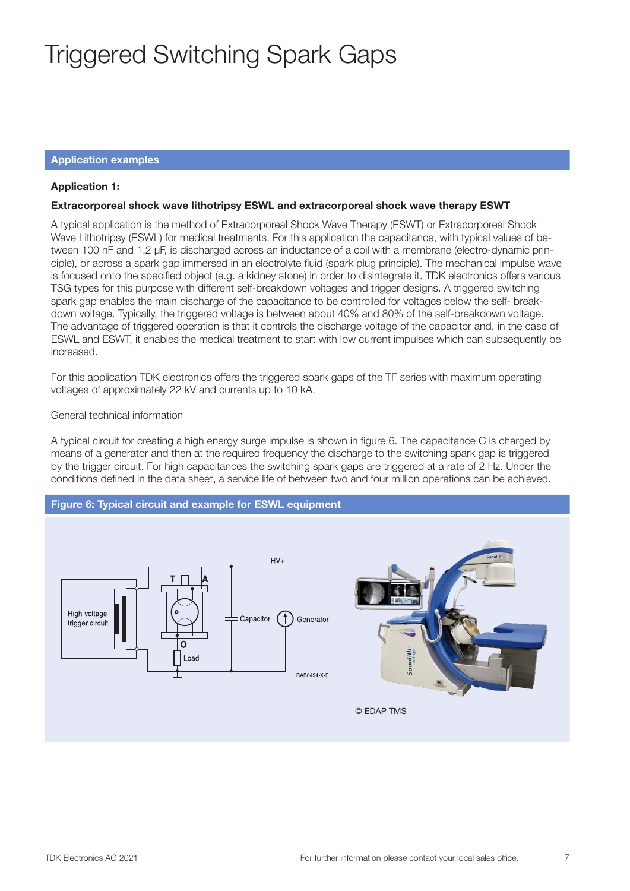# Triggered Switching Spark Gaps

## Application examples

**Application 1:**

**Extracorporeal shock wave lithotripsy ESWL and extracorporeal shock wave therapy ESWT**

A typical application is the method of Extracorporeal Shock Wave Therapy (ESWT) or Extracorporeal Shock Wave Lithotripsy (ESWL) for medical treatments. For this application the capacitance, with typical values of between 100 nF and 1.2 µF, is discharged across an inductance of a coil with a membrane (electro-dynamic principle), or across a spark gap immersed in an electrolyte fluid (spark plug principle). The mechanical impulse wave is focused onto the specified object (e.g. a kidney stone) in order to disintegrate it. TDK electronics offers various TSG types for this purpose with different self-breakdown voltages and trigger designs. A triggered switching spark gap enables the main discharge of the capacitance to be controlled for voltages below the self- breakdown voltage. Typically, the triggered voltage is between about 40% and 80% of the self-breakdown voltage. The advantage of triggered operation is that it controls the discharge voltage of the capacitor and, in the case of ESWL and ESWT, it enables the medical treatment to start with low current impulses which can subsequently be increased.

For this application TDK electronics offers the triggered spark gaps of the TF series with maximum operating voltages of approximately 22 kV and currents up to 10 kA.

General technical information

A typical circuit for creating a high energy surge impulse is shown in figure 6. The capacitance C is charged by means of a generator and then at the required frequency the discharge to the switching spark gap is triggered by the trigger circuit. For high capacitances the switching spark gaps are triggered at a rate of 2 Hz. Under the conditions defined in the data sheet, a service life of between two and four million operations can be achieved.

**Figure 6: Typical circuit and example for ESWL equipment**

© EDAP TMS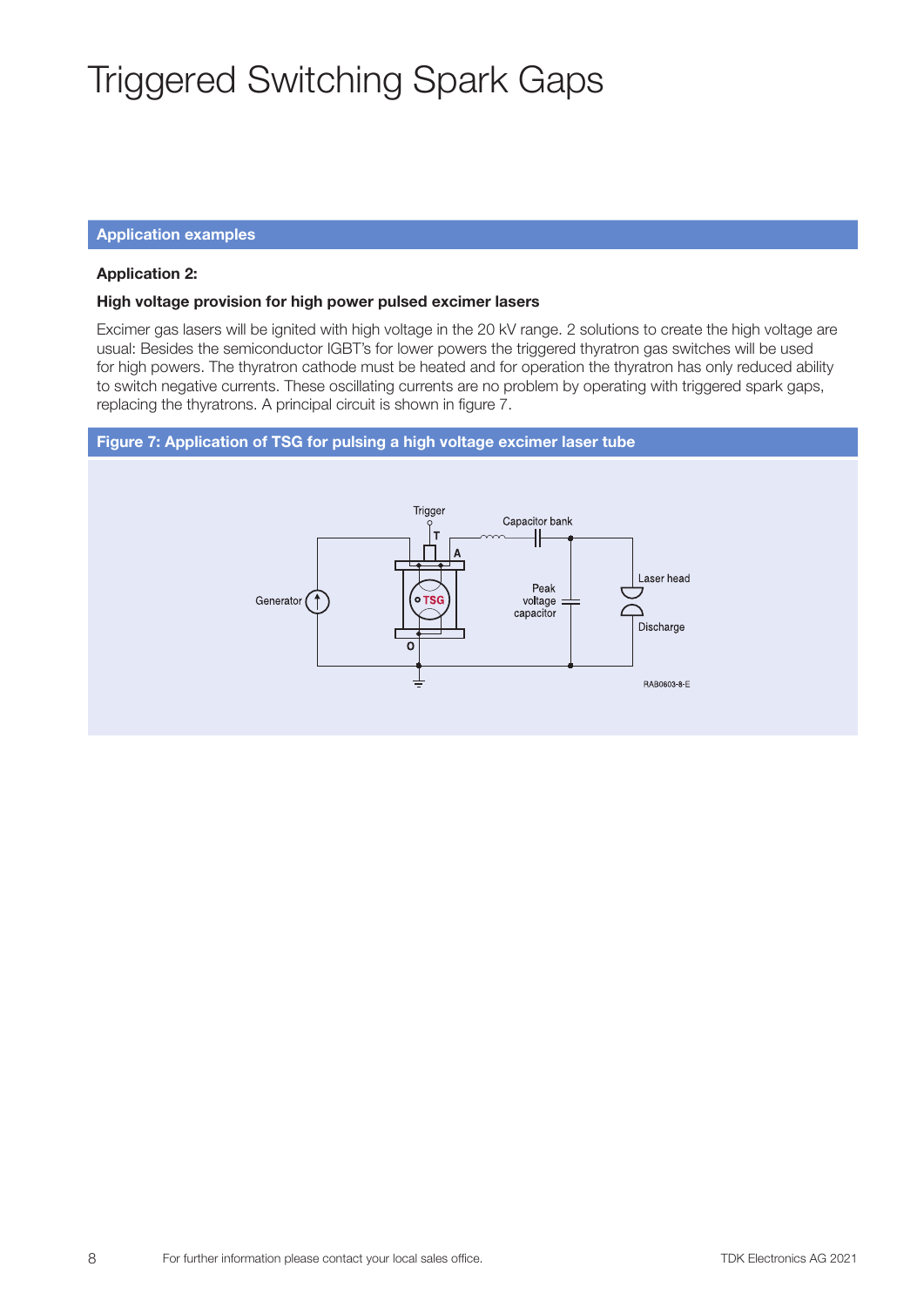# Triggered Switching Spark Gaps

## Application examples

**Application 2:**

**High voltage provision for high power pulsed excimer lasers**

Excimer gas lasers will be ignited with high voltage in the 20 kV range. 2 solutions to create the high voltage are usual: Besides the semiconductor IGBT's for lower powers the triggered thyratron gas switches will be used for high powers. The thyratron cathode must be heated and for operation the thyratron has only reduced ability to switch negative currents. These oscillating currents are no problem by operating with triggered spark gaps, replacing the thyratrons. A principal circuit is shown in figure 7.

**Figure 7: Application of TSG for pulsing a high voltage excimer laser tube**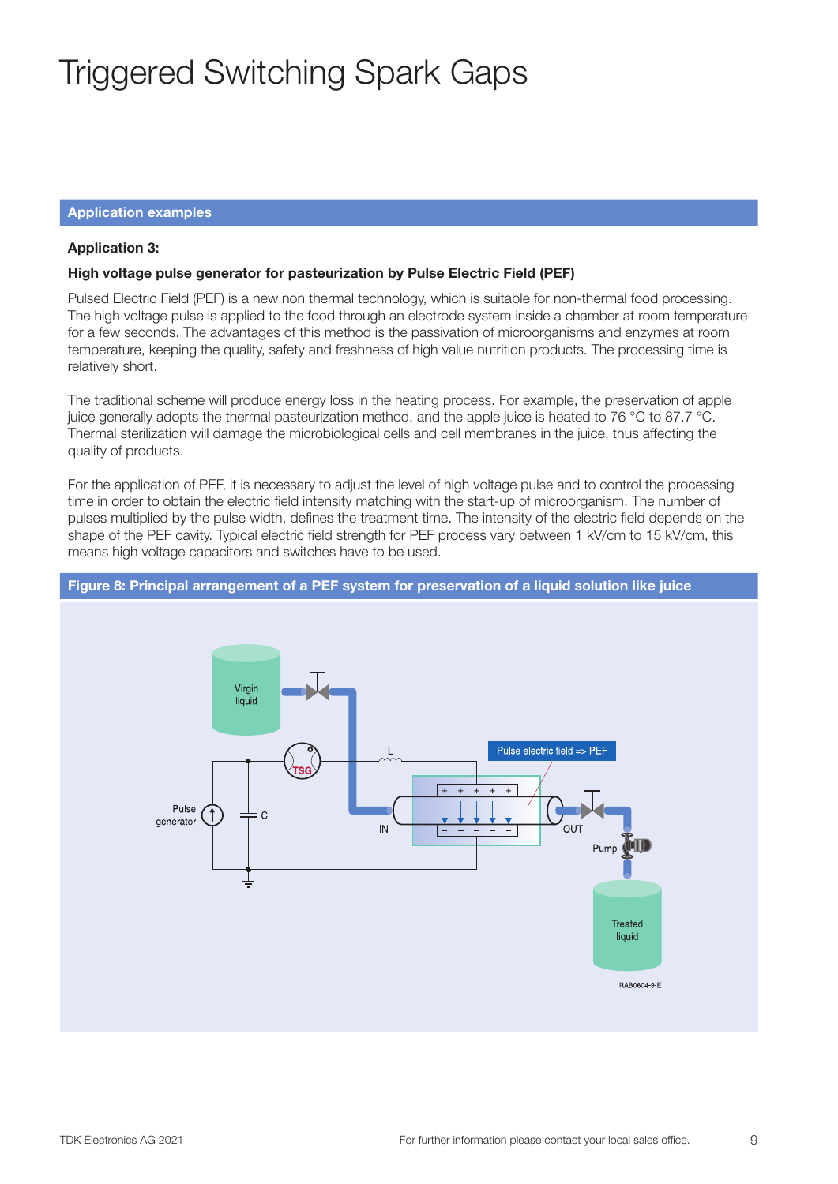# Triggered Switching Spark Gaps

## Application examples

**Application 3:**

**High voltage pulse generator for pasteurization by Pulse Electric Field (PEF)**

Pulsed Electric Field (PEF) is a new non thermal technology, which is suitable for non-thermal food processing. The high voltage pulse is applied to the food through an electrode system inside a chamber at room temperature for a few seconds. The advantages of this method is the passivation of microorganisms and enzymes at room temperature, keeping the quality, safety and freshness of high value nutrition products. The processing time is relatively short.

The traditional scheme will produce energy loss in the heating process. For example, the preservation of apple juice generally adopts the thermal pasteurization method, and the apple juice is heated to 76 °C to 87.7 °C. Thermal sterilization will damage the microbiological cells and cell membranes in the juice, thus affecting the quality of products.

For the application of PEF, it is necessary to adjust the level of high voltage pulse and to control the processing time in order to obtain the electric field intensity matching with the start-up of microorganism. The number of pulses multiplied by the pulse width, defines the treatment time. The intensity of the electric field depends on the shape of the PEF cavity. Typical electric field strength for PEF process vary between 1 kV/cm to 15 kV/cm, this means high voltage capacitors and switches have to be used.

**Figure 8: Principal arrangement of a PEF system for preservation of a liquid solution like juice**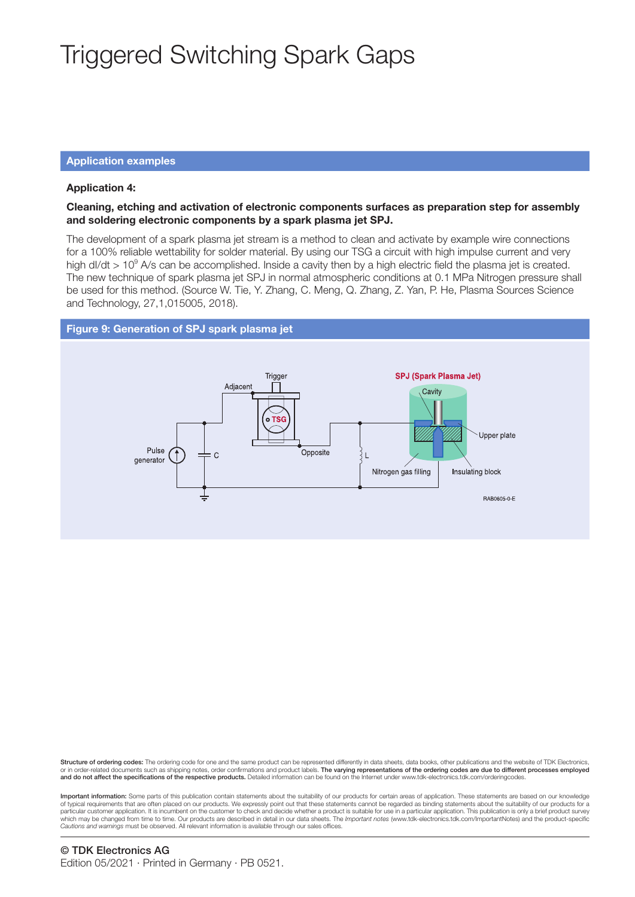# Triggered Switching Spark Gaps

## Application examples

**Application 4:**

**Cleaning, etching and activation of electronic components surfaces as preparation step for assembly and soldering electronic components by a spark plasma jet SPJ.**

The development of a spark plasma jet stream is a method to clean and activate by example wire connections for a 100% reliable wettability for solder material. By using our TSG a circuit with high impulse current and very high dI/dt > $10^9$ A/s can be accomplished. Inside a cavity then by a high electric field the plasma jet is created. The new technique of spark plasma jet SPJ in normal atmospheric conditions at 0.1 MPa Nitrogen pressure shall be used for this method. (Source W. Tie, Y. Zhang, C. Meng, Q. Zhang, Z. Yan, P. He, Plasma Sources Science and Technology, 27,1,015005, 2018).

## Figure 9: Generation of SPJ spark plasma jet

Trigger
Adjacent
TSG
Opposite
Pulse generator
C
L
SPJ (Spark Plasma Jet)
Cavity
Upper plate
Nitrogen gas filling
Insulating block
RAB0605-0-E

**Structure of ordering codes:** The ordering code for one and the same product can be represented differently in data sheets, data books, other publications and the website of TDK Electronics, or in order-related documents such as shipping notes, order confirmations and product labels. **The varying representations of the ordering codes are due to different processes employed and do not affect the specifications of the respective products.** Detailed information can be found on the Internet under www.tdk-electronics.tdk.com/orderingcodes.

**Important information:** Some parts of this publication contain statements about the suitability of our products for certain areas of application. These statements are based on our knowledge of typical requirements that are often placed on our products. We expressly point out that these statements cannot be regarded as binding statements about the suitability of our products for a particular customer application. It is incumbent on the customer to check and decide whether a product is suitable for use in a particular application. This publication is only a brief product survey which may be changed from time to time. Our products are described in detail in our data sheets. The *Important notes* (www.tdk-electronics.tdk.com/ImportantNotes) and the product-specific *Cautions and warnings* must be observed. All relevant information is available through our sales offices.

**© TDK Electronics AG**
Edition 05/2021 · Printed in Germany · PB 0521.